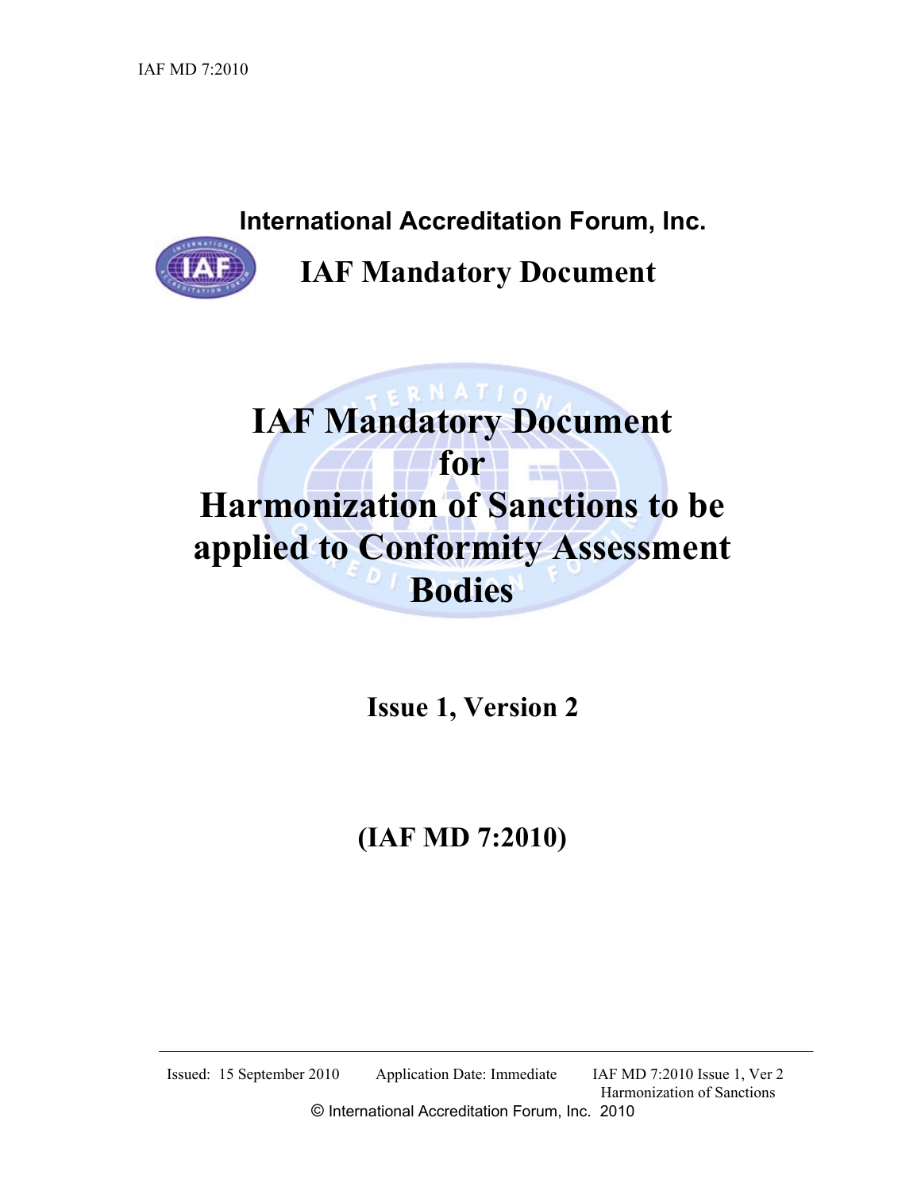International Accreditation Forum, Inc.

# IAF Mandatory Document

# IAF Mandatory Document for Harmonization of Sanctions to be applied to Conformity Assessment Bodies

## Issue 1, Version 2

## (IAF MD 7:2010)

Issued: 15 September 2010 Application Date: Immediate IAF MD 7:2010 Issue 1, Ver 2 Harmonization of Sanctions

© International Accreditation Forum, Inc. 2010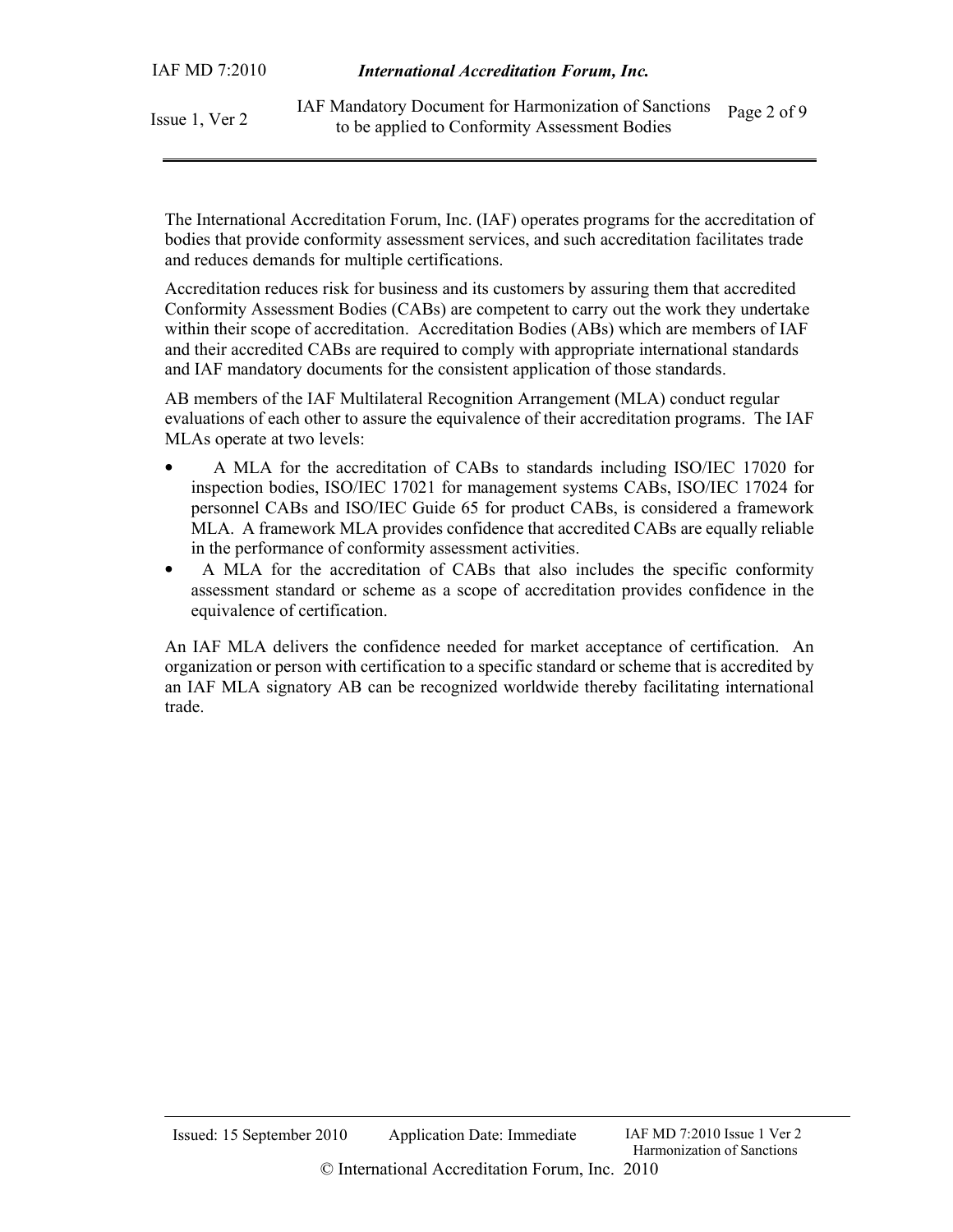The International Accreditation Forum, Inc. (IAF) operates programs for the accreditation of bodies that provide conformity assessment services, and such accreditation facilitates trade and reduces demands for multiple certifications.

Accreditation reduces risk for business and its customers by assuring them that accredited Conformity Assessment Bodies (CABs) are competent to carry out the work they undertake within their scope of accreditation. Accreditation Bodies (ABs) which are members of IAF and their accredited CABs are required to comply with appropriate international standards and IAF mandatory documents for the consistent application of those standards.

AB members of the IAF Multilateral Recognition Arrangement (MLA) conduct regular evaluations of each other to assure the equivalence of their accreditation programs. The IAF MLAs operate at two levels:

- A MLA for the accreditation of CABs to standards including ISO/IEC 17020 for inspection bodies, ISO/IEC 17021 for management systems CABs, ISO/IEC 17024 for personnel CABs and ISO/IEC Guide 65 for product CABs, is considered a framework MLA. A framework MLA provides confidence that accredited CABs are equally reliable in the performance of conformity assessment activities.
- A MLA for the accreditation of CABs that also includes the specific conformity assessment standard or scheme as a scope of accreditation provides confidence in the equivalence of certification.

An IAF MLA delivers the confidence needed for market acceptance of certification. An organization or person with certification to a specific standard or scheme that is accredited by an IAF MLA signatory AB can be recognized worldwide thereby facilitating international trade.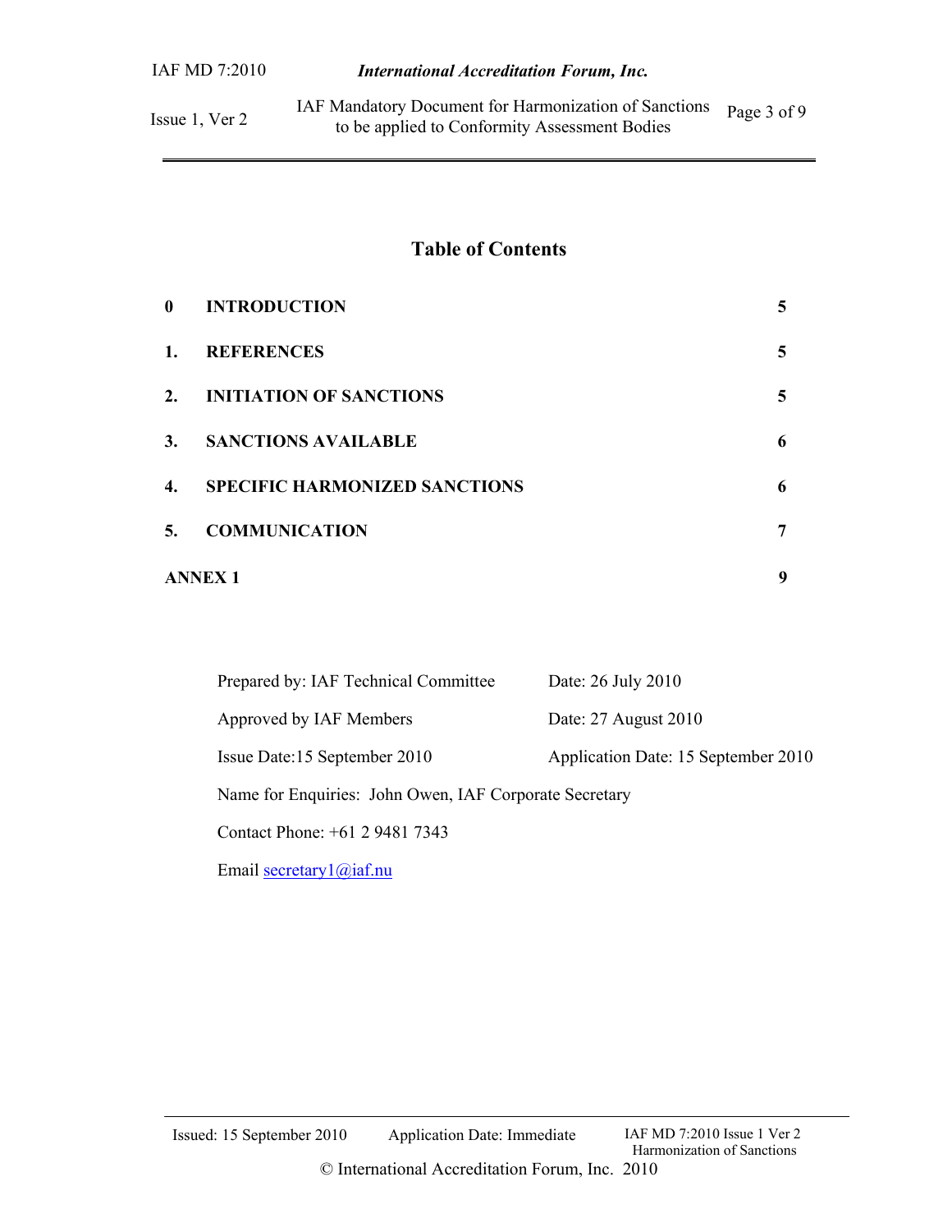## Table of Contents

| | | |
|---|---|---|
| **0** | **INTRODUCTION** | **5** |
| **1.** | **REFERENCES** | **5** |
| **2.** | **INITIATION OF SANCTIONS** | **5** |
| **3.** | **SANCTIONS AVAILABLE** | **6** |
| **4.** | **SPECIFIC HARMONIZED SANCTIONS** | **6** |
| **5.** | **COMMUNICATION** | **7** |
| **ANNEX 1** | | **9** |

Prepared by: IAF Technical Committee — Date: 26 July 2010

Approved by IAF Members — Date: 27 August 2010

Issue Date:15 September 2010 — Application Date: 15 September 2010

Name for Enquiries: John Owen, IAF Corporate Secretary

Contact Phone: +61 2 9481 7343

Email secretary1@iaf.nu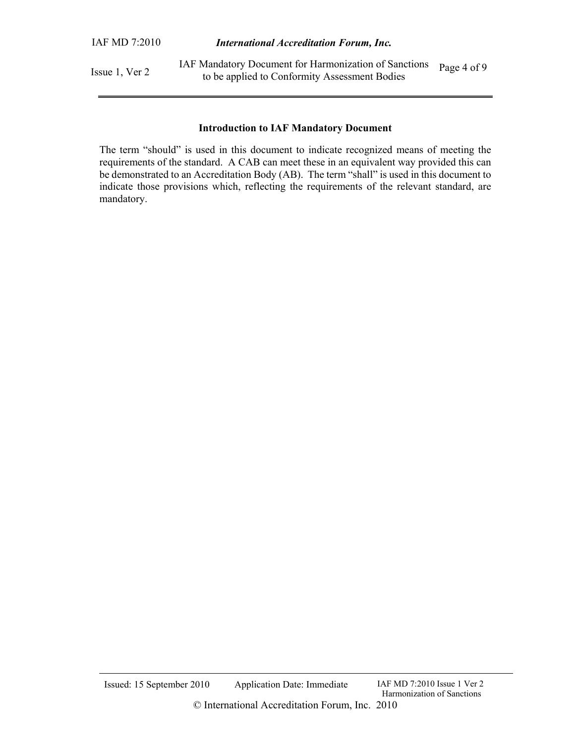## Introduction to IAF Mandatory Document

The term "should" is used in this document to indicate recognized means of meeting the requirements of the standard. A CAB can meet these in an equivalent way provided this can be demonstrated to an Accreditation Body (AB). The term "shall" is used in this document to indicate those provisions which, reflecting the requirements of the relevant standard, are mandatory.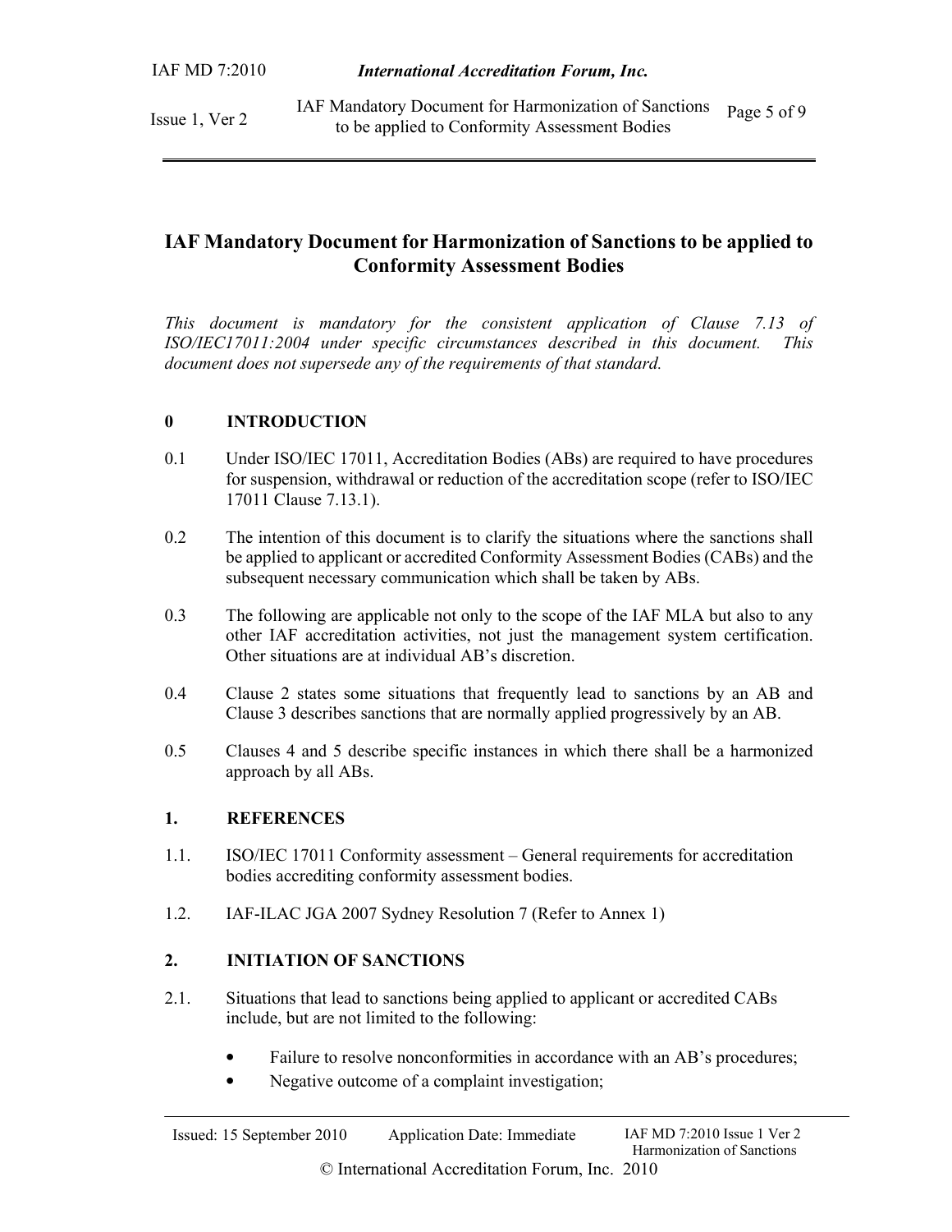# IAF Mandatory Document for Harmonization of Sanctions to be applied to Conformity Assessment Bodies

*This document is mandatory for the consistent application of Clause 7.13 of ISO/IEC17011:2004 under specific circumstances described in this document. This document does not supersede any of the requirements of that standard.*

## 0 INTRODUCTION

0.1 Under ISO/IEC 17011, Accreditation Bodies (ABs) are required to have procedures for suspension, withdrawal or reduction of the accreditation scope (refer to ISO/IEC 17011 Clause 7.13.1).

0.2 The intention of this document is to clarify the situations where the sanctions shall be applied to applicant or accredited Conformity Assessment Bodies (CABs) and the subsequent necessary communication which shall be taken by ABs.

0.3 The following are applicable not only to the scope of the IAF MLA but also to any other IAF accreditation activities, not just the management system certification. Other situations are at individual AB's discretion.

0.4 Clause 2 states some situations that frequently lead to sanctions by an AB and Clause 3 describes sanctions that are normally applied progressively by an AB.

0.5 Clauses 4 and 5 describe specific instances in which there shall be a harmonized approach by all ABs.

## 1. REFERENCES

1.1. ISO/IEC 17011 Conformity assessment – General requirements for accreditation bodies accrediting conformity assessment bodies.

1.2. IAF-ILAC JGA 2007 Sydney Resolution 7 (Refer to Annex 1)

## 2. INITIATION OF SANCTIONS

2.1. Situations that lead to sanctions being applied to applicant or accredited CABs include, but are not limited to the following:

- Failure to resolve nonconformities in accordance with an AB's procedures;
- Negative outcome of a complaint investigation;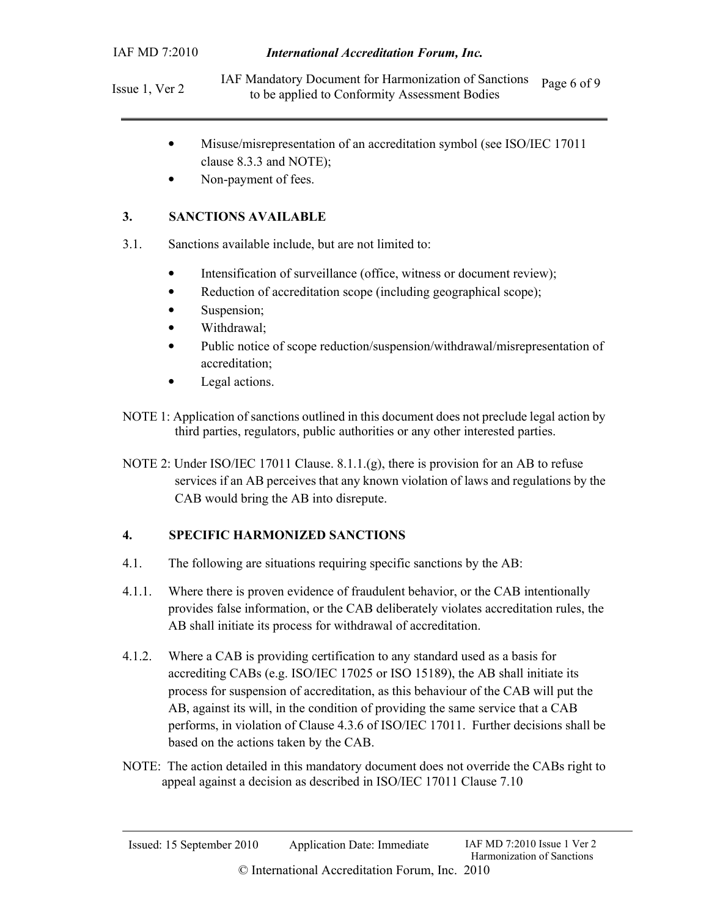- Misuse/misrepresentation of an accreditation symbol (see ISO/IEC 17011 clause 8.3.3 and NOTE);
- Non-payment of fees.

## 3. SANCTIONS AVAILABLE

3.1. Sanctions available include, but are not limited to:

- Intensification of surveillance (office, witness or document review);
- Reduction of accreditation scope (including geographical scope);
- Suspension;
- Withdrawal;
- Public notice of scope reduction/suspension/withdrawal/misrepresentation of accreditation;
- Legal actions.

NOTE 1: Application of sanctions outlined in this document does not preclude legal action by third parties, regulators, public authorities or any other interested parties.

NOTE 2: Under ISO/IEC 17011 Clause. 8.1.1.(g), there is provision for an AB to refuse services if an AB perceives that any known violation of laws and regulations by the CAB would bring the AB into disrepute.

## 4. SPECIFIC HARMONIZED SANCTIONS

4.1. The following are situations requiring specific sanctions by the AB:

4.1.1. Where there is proven evidence of fraudulent behavior, or the CAB intentionally provides false information, or the CAB deliberately violates accreditation rules, the AB shall initiate its process for withdrawal of accreditation.

4.1.2. Where a CAB is providing certification to any standard used as a basis for accrediting CABs (e.g. ISO/IEC 17025 or ISO 15189), the AB shall initiate its process for suspension of accreditation, as this behaviour of the CAB will put the AB, against its will, in the condition of providing the same service that a CAB performs, in violation of Clause 4.3.6 of ISO/IEC 17011. Further decisions shall be based on the actions taken by the CAB.

NOTE: The action detailed in this mandatory document does not override the CABs right to appeal against a decision as described in ISO/IEC 17011 Clause 7.10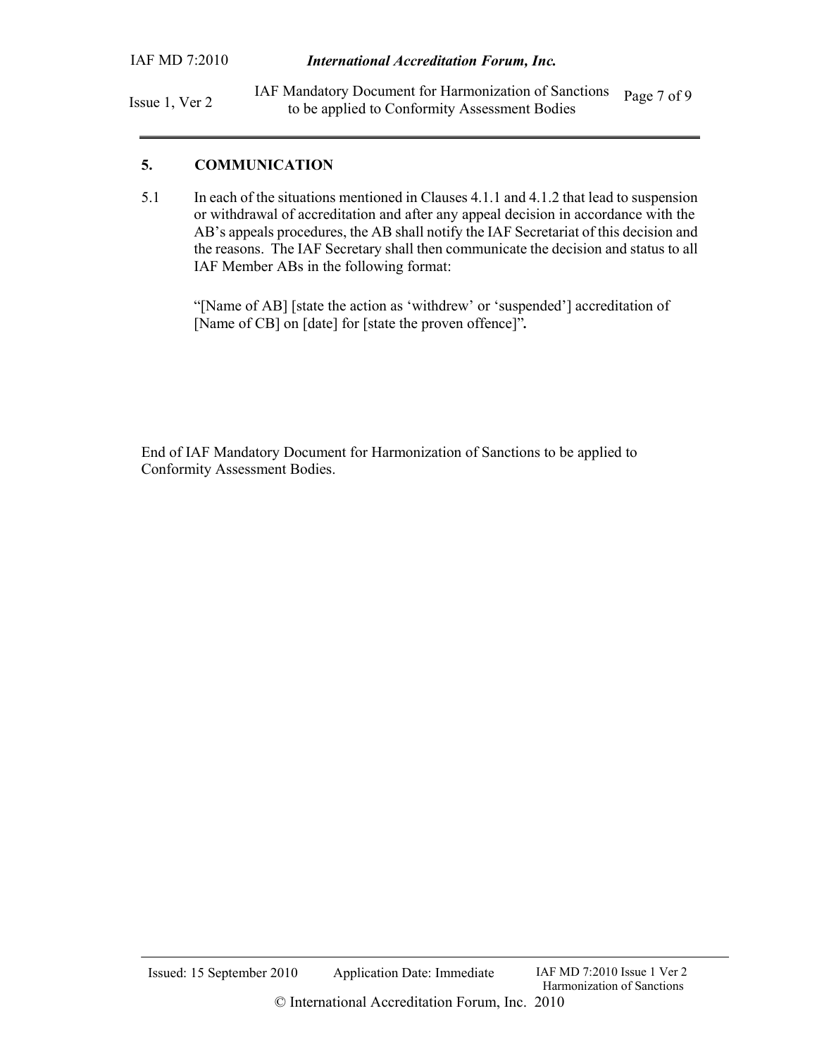## 5. COMMUNICATION

5.1 In each of the situations mentioned in Clauses 4.1.1 and 4.1.2 that lead to suspension or withdrawal of accreditation and after any appeal decision in accordance with the AB's appeals procedures, the AB shall notify the IAF Secretariat of this decision and the reasons. The IAF Secretary shall then communicate the decision and status to all IAF Member ABs in the following format:

> "[Name of AB] [state the action as 'withdrew' or 'suspended'] accreditation of [Name of CB] on [date] for [state the proven offence]"**.**

End of IAF Mandatory Document for Harmonization of Sanctions to be applied to Conformity Assessment Bodies.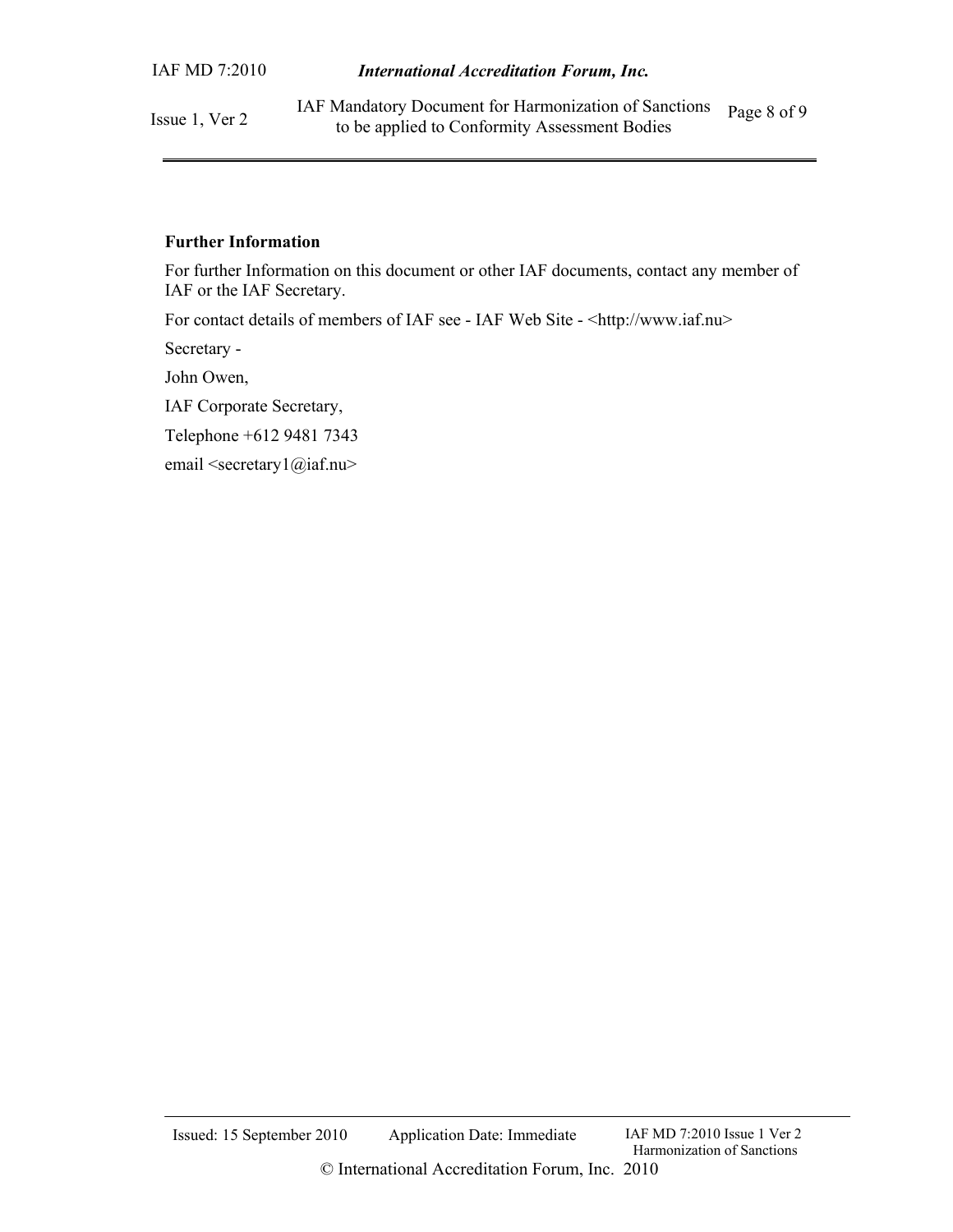**Further Information**

For further Information on this document or other IAF documents, contact any member of IAF or the IAF Secretary.

For contact details of members of IAF see - IAF Web Site - <http://www.iaf.nu>

Secretary -

John Owen,

IAF Corporate Secretary,

Telephone +612 9481 7343

email <secretary1@iaf.nu>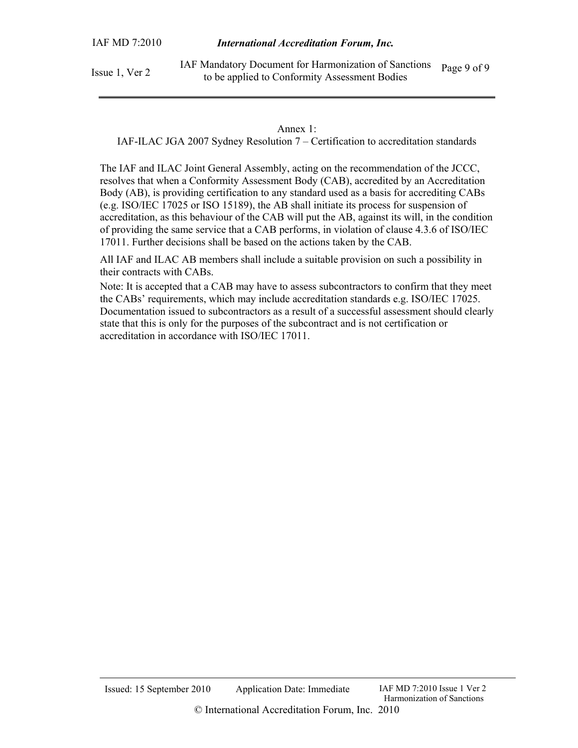## Annex 1:
## IAF-ILAC JGA 2007 Sydney Resolution 7 – Certification to accreditation standards

The IAF and ILAC Joint General Assembly, acting on the recommendation of the JCCC, resolves that when a Conformity Assessment Body (CAB), accredited by an Accreditation Body (AB), is providing certification to any standard used as a basis for accrediting CABs (e.g. ISO/IEC 17025 or ISO 15189), the AB shall initiate its process for suspension of accreditation, as this behaviour of the CAB will put the AB, against its will, in the condition of providing the same service that a CAB performs, in violation of clause 4.3.6 of ISO/IEC 17011. Further decisions shall be based on the actions taken by the CAB.

All IAF and ILAC AB members shall include a suitable provision on such a possibility in their contracts with CABs.

Note: It is accepted that a CAB may have to assess subcontractors to confirm that they meet the CABs' requirements, which may include accreditation standards e.g. ISO/IEC 17025. Documentation issued to subcontractors as a result of a successful assessment should clearly state that this is only for the purposes of the subcontract and is not certification or accreditation in accordance with ISO/IEC 17011.